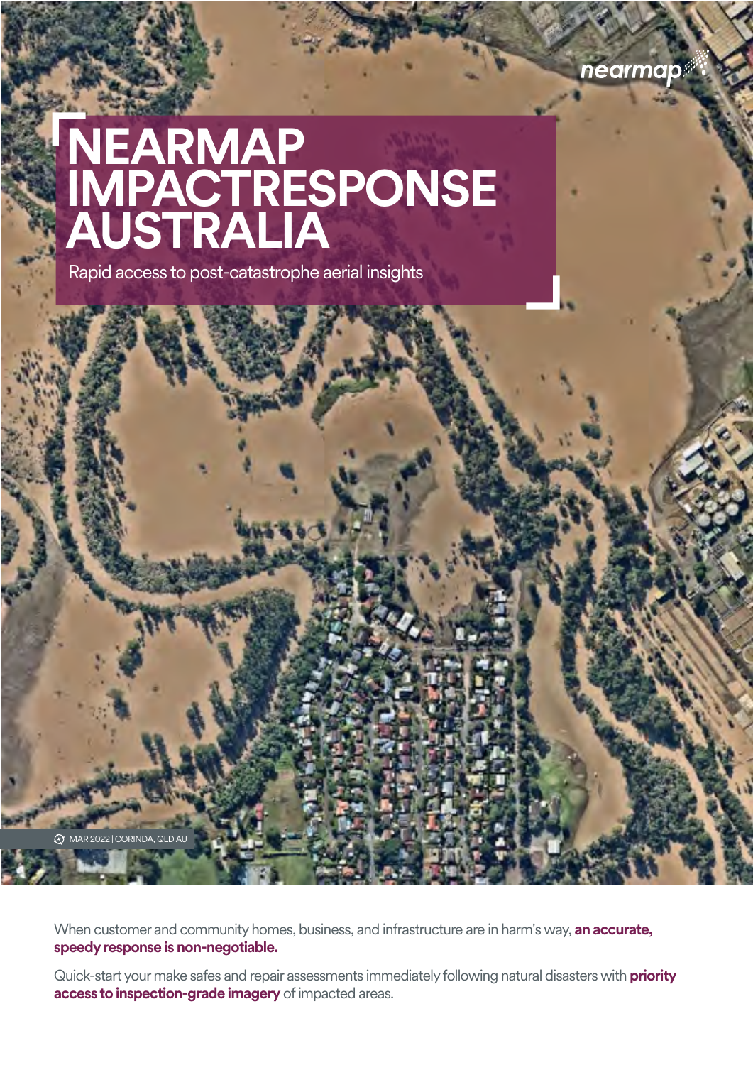# NEARMAP IMPACTRESPONSE AUSTRALIA

Rapid access to post-catastrophe aerial insights

MAR 2022 | CORINDA, QLD AU

When customer and community homes, business, and infrastructure are in harm's way, **an accurate, speedy response is non-negotiable.**

Quick-start your make safes and repair assessments immediately following natural disasters with **priority access to inspection-grade imagery** of impacted areas.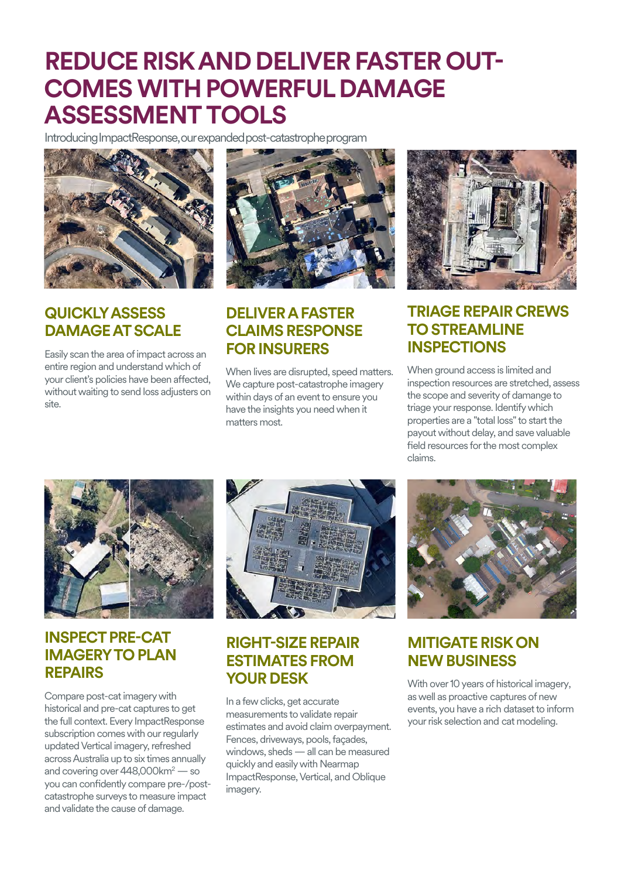# REDUCE RISK AND DELIVER FASTER OUTCOMES WITH POWERFUL DAMAGE ASSESSMENT TOOLS

Introducing ImpactResponse, our expanded post-catastrophe program

## QUICKLY ASSESS DAMAGE AT SCALE

Easily scan the area of impact across an entire region and understand which of your client's policies have been affected, without waiting to send loss adjusters on site.

## DELIVER A FASTER CLAIMS RESPONSE FOR INSURERS

When lives are disrupted, speed matters. We capture post-catastrophe imagery within days of an event to ensure you have the insights you need when it matters most.

## TRIAGE REPAIR CREWS TO STREAMLINE INSPECTIONS

When ground access is limited and inspection resources are stretched, assess the scope and severity of damage to triage your response. Identify which properties are a "total loss" to start the payout without delay, and save valuable field resources for the most complex claims.

## INSPECT PRE-CAT IMAGERY TO PLAN REPAIRS

Compare post-cat imagery with historical and pre-cat captures to get the full context. Every ImpactResponse subscription comes with our regularly updated Vertical imagery, refreshed across Australia up to six times annually and covering over 448,000km$^2$ — so you can confidently compare pre-/post-catastrophe surveys to measure impact and validate the cause of damage.

## RIGHT-SIZE REPAIR ESTIMATES FROM YOUR DESK

In a few clicks, get accurate measurements to validate repair estimates and avoid claim overpayment. Fences, driveways, pools, façades, windows, sheds — all can be measured quickly and easily with Nearmap ImpactResponse, Vertical, and Oblique imagery.

## MITIGATE RISK ON NEW BUSINESS

With over 10 years of historical imagery, as well as proactive captures of new events, you have a rich dataset to inform your risk selection and cat modeling.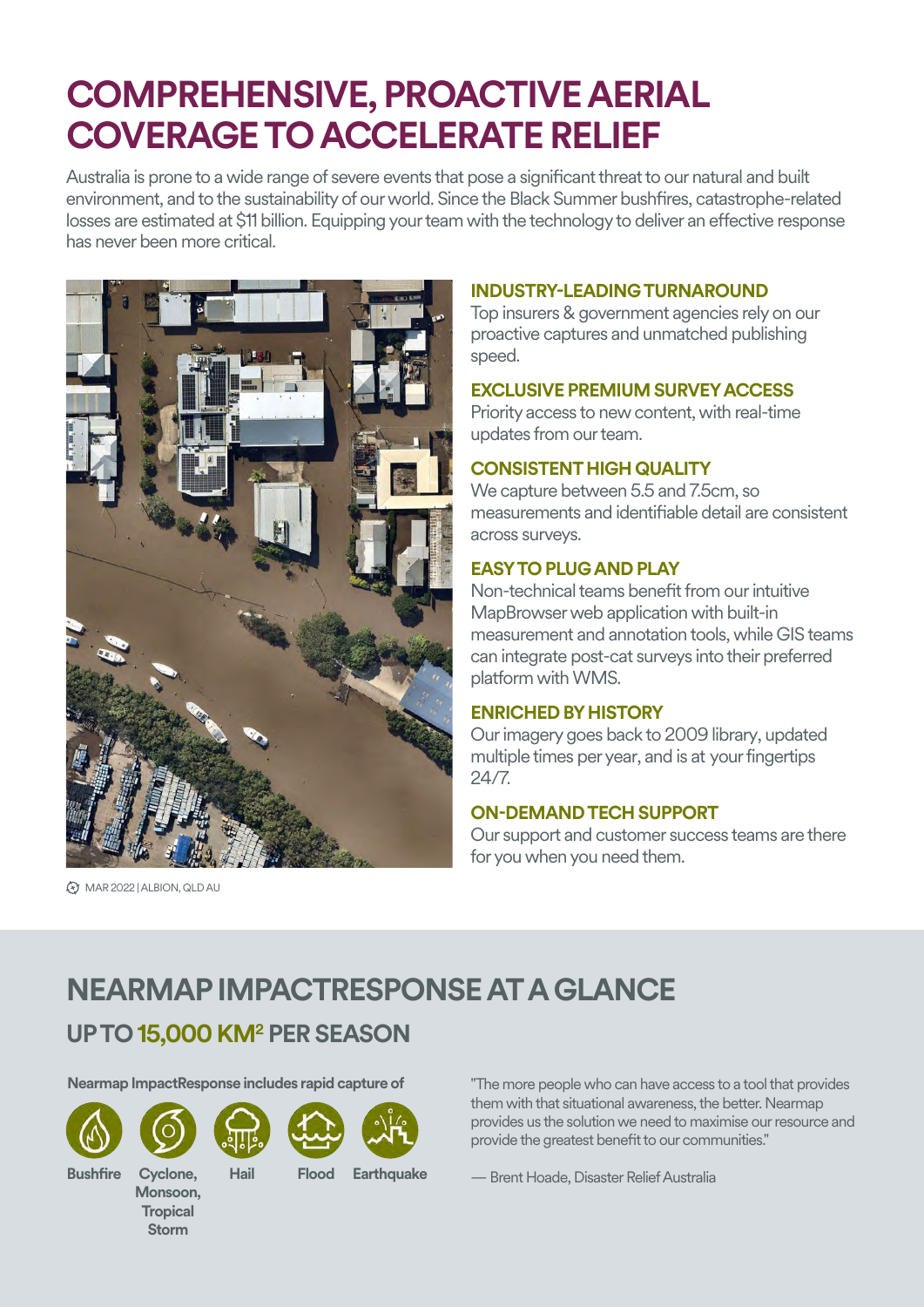# COMPREHENSIVE, PROACTIVE AERIAL COVERAGE TO ACCELERATE RELIEF

Australia is prone to a wide range of severe events that pose a significant threat to our natural and built environment, and to the sustainability of our world. Since the Black Summer bushfires, catastrophe-related losses are estimated at $11 billion. Equipping your team with the technology to deliver an effective response has never been more critical.

MAR 2022 | ALBION, QLD AU

### INDUSTRY-LEADING TURNAROUND

Top insurers & government agencies rely on our proactive captures and unmatched publishing speed.

### EXCLUSIVE PREMIUM SURVEY ACCESS

Priority access to new content, with real-time updates from our team.

### CONSISTENT HIGH QUALITY

We capture between 5.5 and 7.5cm, so measurements and identifiable detail are consistent across surveys.

### EASY TO PLUG AND PLAY

Non-technical teams benefit from our intuitive MapBrowser web application with built-in measurement and annotation tools, while GIS teams can integrate post-cat surveys into their preferred platform with WMS.

### ENRICHED BY HISTORY

Our imagery goes back to 2009 library, updated multiple times per year, and is at your fingertips 24/7.

### ON-DEMAND TECH SUPPORT

Our support and customer success teams are there for you when you need them.

## NEARMAP IMPACTRESPONSE AT A GLANCE

### UP TO 15,000 KM² PER SEASON

**Nearmap ImpactResponse includes rapid capture of**

- **Bushfire**
- **Cyclone, Monsoon, Tropical Storm**
- **Hail**
- **Flood**
- **Earthquake**

"The more people who can have access to a tool that provides them with that situational awareness, the better. Nearmap provides us the solution we need to maximise our resource and provide the greatest benefit to our communities."

— Brent Hoade, Disaster Relief Australia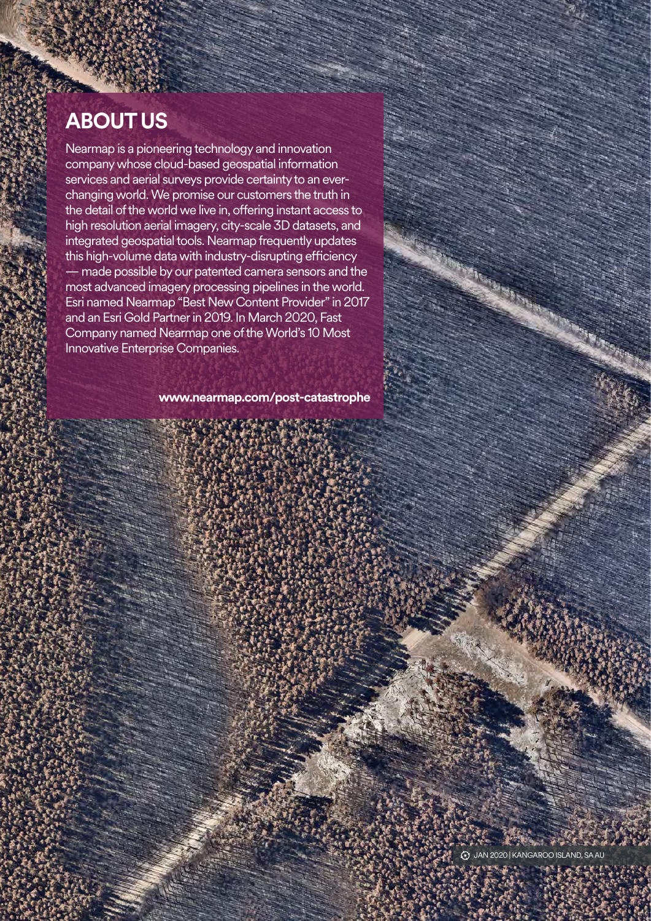## ABOUT US

Nearmap is a pioneering technology and innovation company whose cloud-based geospatial information services and aerial surveys provide certainty to an ever-changing world. We promise our customers the truth in the detail of the world we live in, offering instant access to high resolution aerial imagery, city-scale 3D datasets, and integrated geospatial tools. Nearmap frequently updates this high-volume data with industry-disrupting efficiency — made possible by our patented camera sensors and the most advanced imagery processing pipelines in the world. Esri named Nearmap "Best New Content Provider" in 2017 and an Esri Gold Partner in 2019. In March 2020, Fast Company named Nearmap one of the World's 10 Most Innovative Enterprise Companies.

**www.nearmap.com/post-catastrophe**

JAN 2020 | KANGAROO ISLAND, SA AU